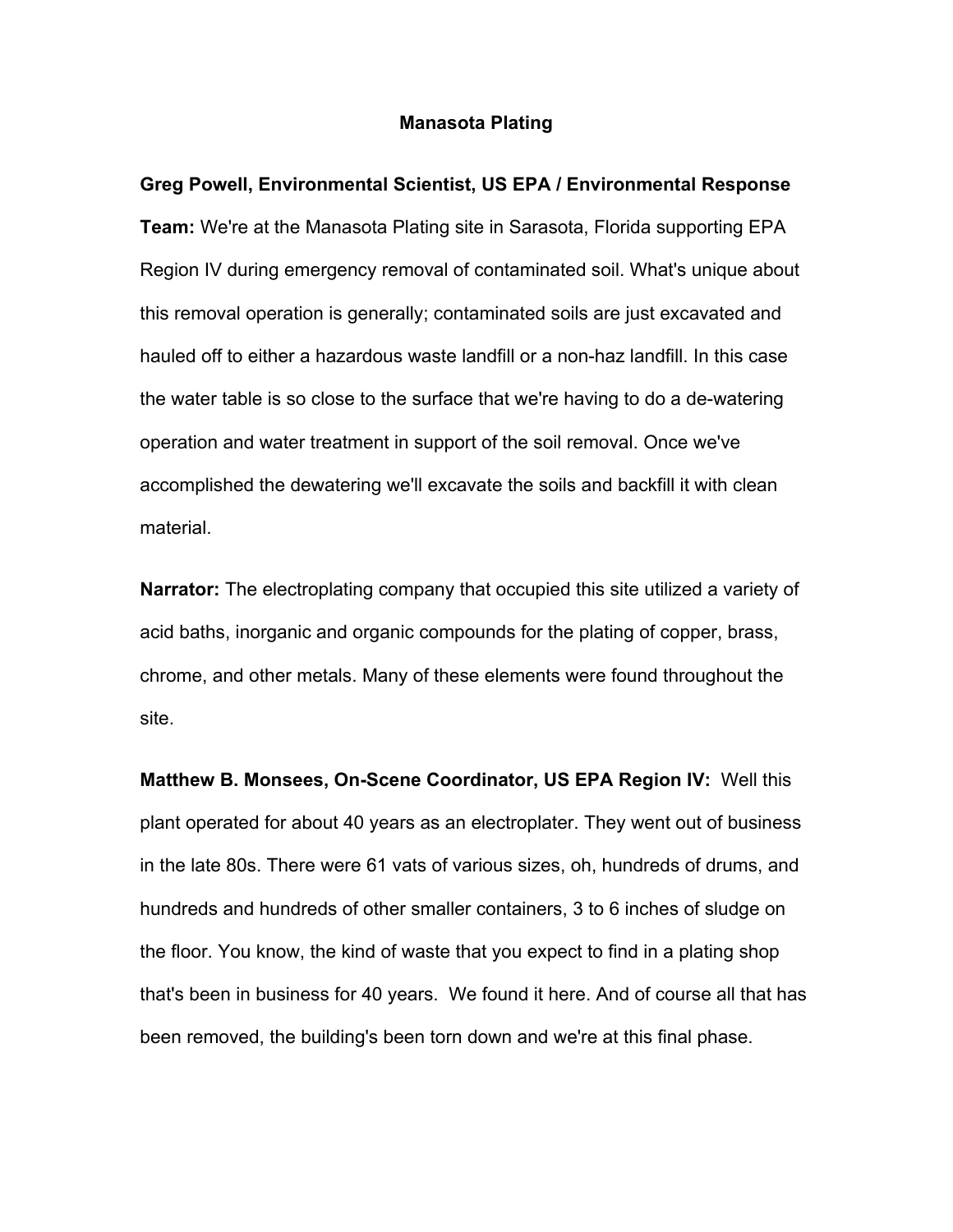# Manasota Plating

**Greg Powell, Environmental Scientist, US EPA / Environmental Response Team:** We're at the Manasota Plating site in Sarasota, Florida supporting EPA Region IV during emergency removal of contaminated soil. What's unique about this removal operation is generally; contaminated soils are just excavated and hauled off to either a hazardous waste landfill or a non-haz landfill. In this case the water table is so close to the surface that we're having to do a de-watering operation and water treatment in support of the soil removal. Once we've accomplished the dewatering we'll excavate the soils and backfill it with clean material.

**Narrator:** The electroplating company that occupied this site utilized a variety of acid baths, inorganic and organic compounds for the plating of copper, brass, chrome, and other metals. Many of these elements were found throughout the site.

**Matthew B. Monsees, On-Scene Coordinator, US EPA Region IV:** Well this plant operated for about 40 years as an electroplater. They went out of business in the late 80s. There were 61 vats of various sizes, oh, hundreds of drums, and hundreds and hundreds of other smaller containers, 3 to 6 inches of sludge on the floor. You know, the kind of waste that you expect to find in a plating shop that's been in business for 40 years. We found it here. And of course all that has been removed, the building's been torn down and we're at this final phase.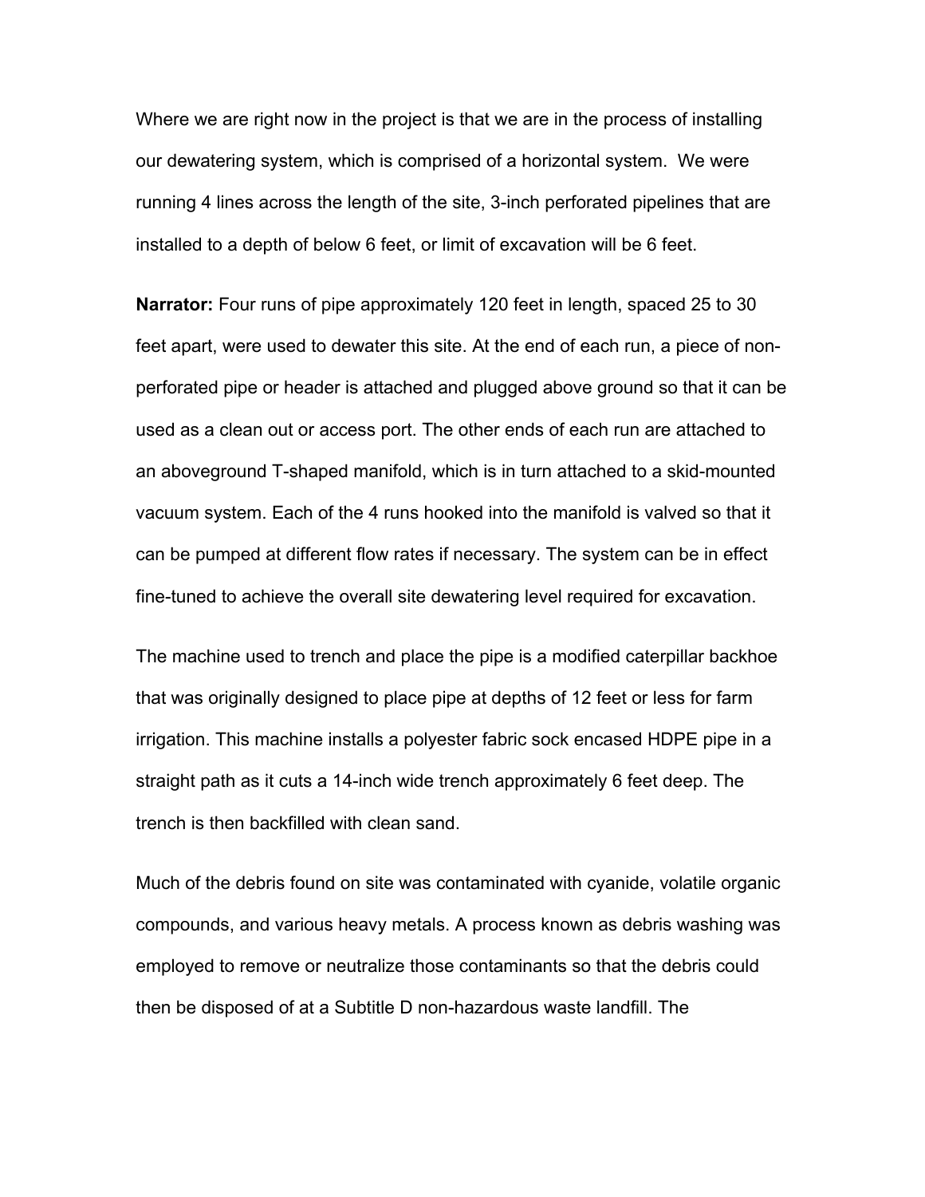Where we are right now in the project is that we are in the process of installing our dewatering system, which is comprised of a horizontal system. We were running 4 lines across the length of the site, 3-inch perforated pipelines that are installed to a depth of below 6 feet, or limit of excavation will be 6 feet.

**Narrator:** Four runs of pipe approximately 120 feet in length, spaced 25 to 30 feet apart, were used to dewater this site. At the end of each run, a piece of non-perforated pipe or header is attached and plugged above ground so that it can be used as a clean out or access port. The other ends of each run are attached to an aboveground T-shaped manifold, which is in turn attached to a skid-mounted vacuum system. Each of the 4 runs hooked into the manifold is valved so that it can be pumped at different flow rates if necessary. The system can be in effect fine-tuned to achieve the overall site dewatering level required for excavation.

The machine used to trench and place the pipe is a modified caterpillar backhoe that was originally designed to place pipe at depths of 12 feet or less for farm irrigation. This machine installs a polyester fabric sock encased HDPE pipe in a straight path as it cuts a 14-inch wide trench approximately 6 feet deep. The trench is then backfilled with clean sand.

Much of the debris found on site was contaminated with cyanide, volatile organic compounds, and various heavy metals. A process known as debris washing was employed to remove or neutralize those contaminants so that the debris could then be disposed of at a Subtitle D non-hazardous waste landfill. The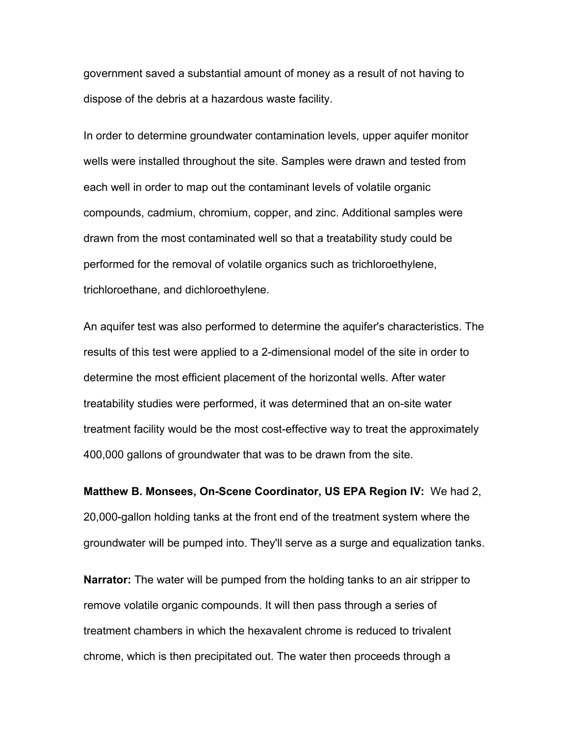government saved a substantial amount of money as a result of not having to dispose of the debris at a hazardous waste facility.

In order to determine groundwater contamination levels, upper aquifer monitor wells were installed throughout the site. Samples were drawn and tested from each well in order to map out the contaminant levels of volatile organic compounds, cadmium, chromium, copper, and zinc. Additional samples were drawn from the most contaminated well so that a treatability study could be performed for the removal of volatile organics such as trichloroethylene, trichloroethane, and dichloroethylene.

An aquifer test was also performed to determine the aquifer's characteristics. The results of this test were applied to a 2-dimensional model of the site in order to determine the most efficient placement of the horizontal wells. After water treatability studies were performed, it was determined that an on-site water treatment facility would be the most cost-effective way to treat the approximately 400,000 gallons of groundwater that was to be drawn from the site.

**Matthew B. Monsees, On-Scene Coordinator, US EPA Region IV:** We had 2, 20,000-gallon holding tanks at the front end of the treatment system where the groundwater will be pumped into. They'll serve as a surge and equalization tanks.

**Narrator:** The water will be pumped from the holding tanks to an air stripper to remove volatile organic compounds. It will then pass through a series of treatment chambers in which the hexavalent chrome is reduced to trivalent chrome, which is then precipitated out. The water then proceeds through a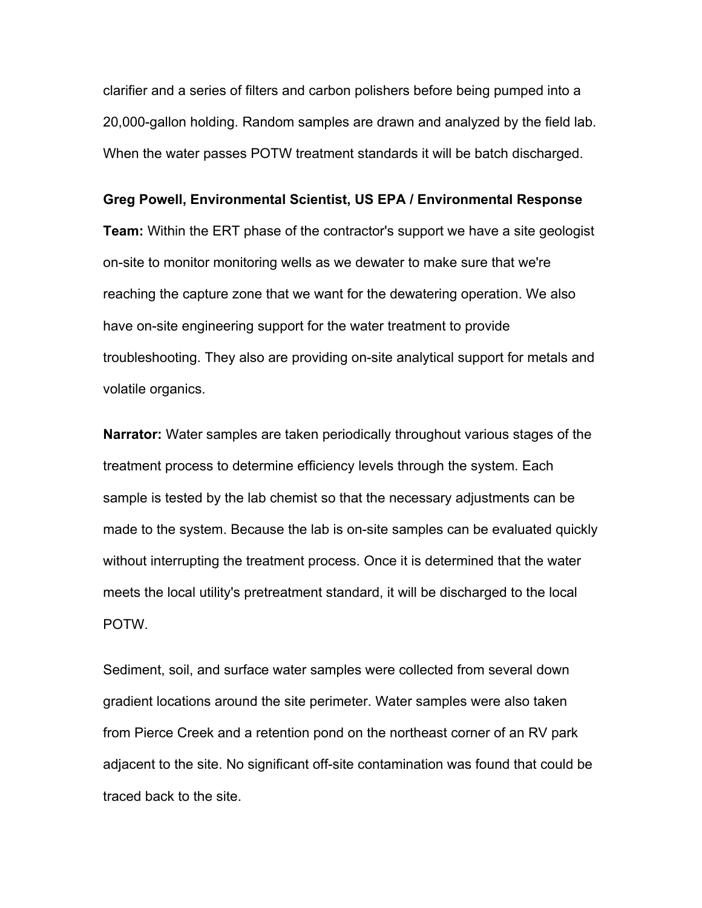clarifier and a series of filters and carbon polishers before being pumped into a 20,000-gallon holding. Random samples are drawn and analyzed by the field lab. When the water passes POTW treatment standards it will be batch discharged.

**Greg Powell, Environmental Scientist, US EPA / Environmental Response Team:** Within the ERT phase of the contractor's support we have a site geologist on-site to monitor monitoring wells as we dewater to make sure that we're reaching the capture zone that we want for the dewatering operation. We also have on-site engineering support for the water treatment to provide troubleshooting. They also are providing on-site analytical support for metals and volatile organics.

**Narrator:** Water samples are taken periodically throughout various stages of the treatment process to determine efficiency levels through the system. Each sample is tested by the lab chemist so that the necessary adjustments can be made to the system. Because the lab is on-site samples can be evaluated quickly without interrupting the treatment process. Once it is determined that the water meets the local utility's pretreatment standard, it will be discharged to the local POTW.

Sediment, soil, and surface water samples were collected from several down gradient locations around the site perimeter. Water samples were also taken from Pierce Creek and a retention pond on the northeast corner of an RV park adjacent to the site. No significant off-site contamination was found that could be traced back to the site.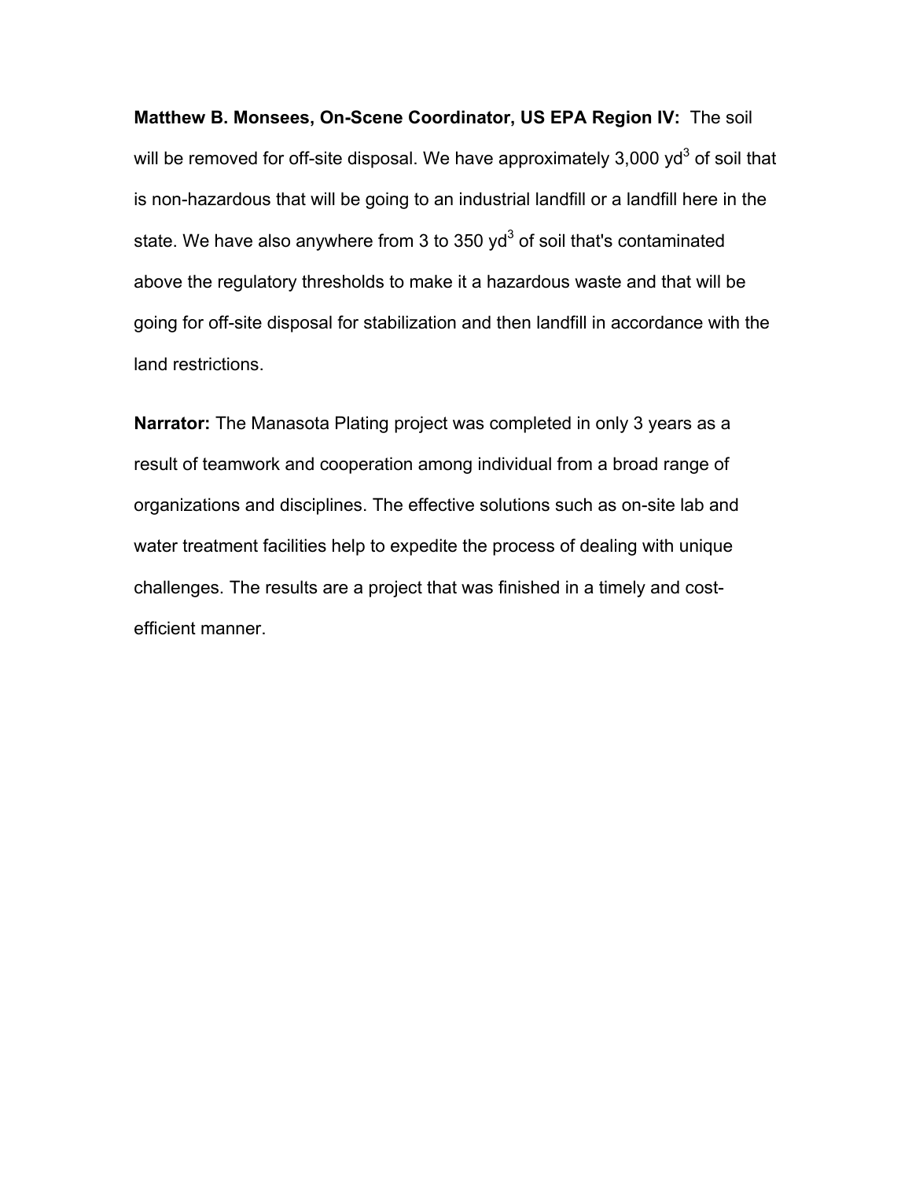**Matthew B. Monsees, On-Scene Coordinator, US EPA Region IV:** The soil will be removed for off-site disposal. We have approximately 3,000 $yd^3$ of soil that is non-hazardous that will be going to an industrial landfill or a landfill here in the state. We have also anywhere from 3 to 350 $yd^3$ of soil that's contaminated above the regulatory thresholds to make it a hazardous waste and that will be going for off-site disposal for stabilization and then landfill in accordance with the land restrictions.

**Narrator:** The Manasota Plating project was completed in only 3 years as a result of teamwork and cooperation among individual from a broad range of organizations and disciplines. The effective solutions such as on-site lab and water treatment facilities help to expedite the process of dealing with unique challenges. The results are a project that was finished in a timely and cost-efficient manner.